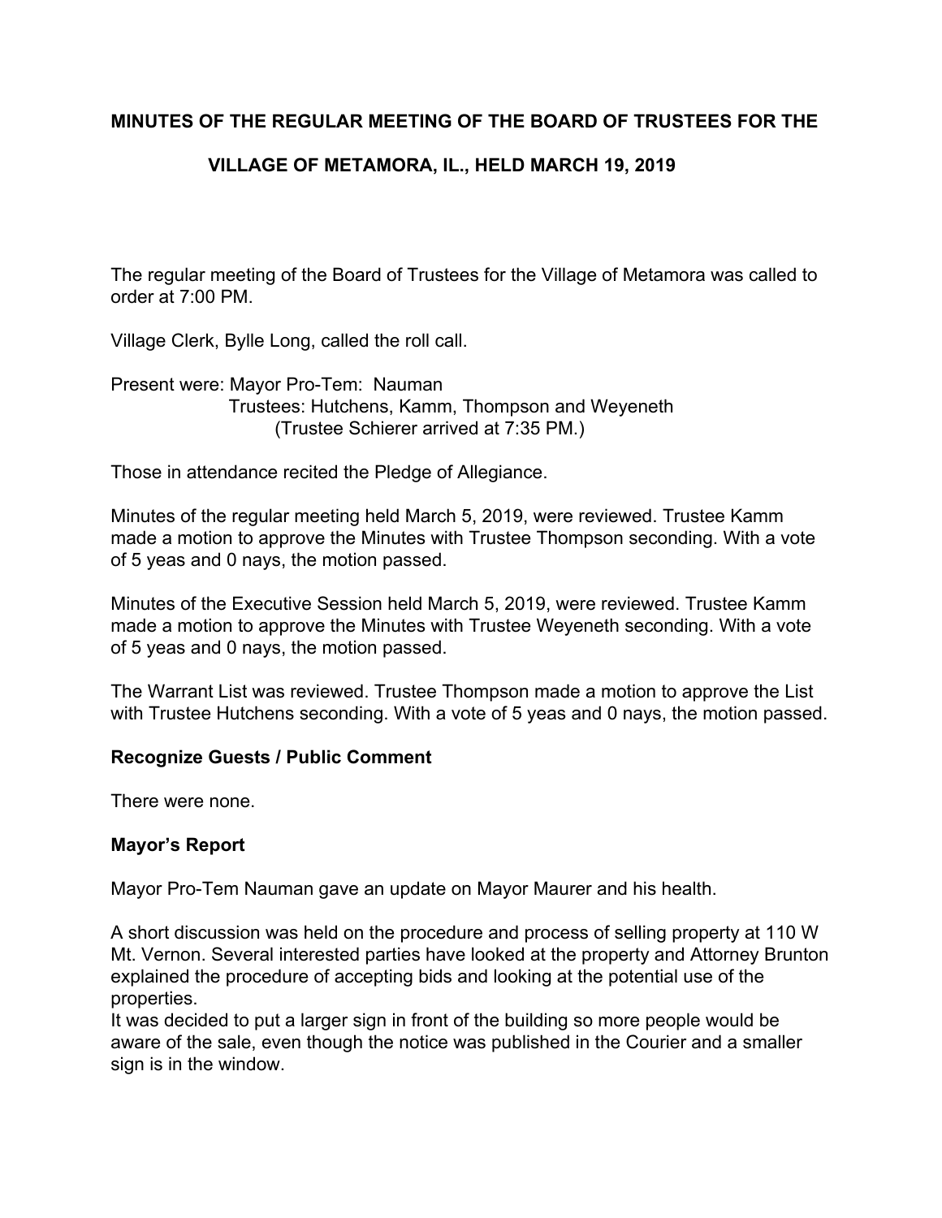**MINUTES OF THE REGULAR MEETING OF THE BOARD OF TRUSTEES FOR THE**

**VILLAGE OF METAMORA, IL., HELD MARCH 19, 2019**

The regular meeting of the Board of Trustees for the Village of Metamora was called to order at 7:00 PM.

Village Clerk, Bylle Long, called the roll call.

Present were: Mayor Pro-Tem: Nauman
Trustees: Hutchens, Kamm, Thompson and Weyeneth
(Trustee Schierer arrived at 7:35 PM.)

Those in attendance recited the Pledge of Allegiance.

Minutes of the regular meeting held March 5, 2019, were reviewed. Trustee Kamm made a motion to approve the Minutes with Trustee Thompson seconding. With a vote of 5 yeas and 0 nays, the motion passed.

Minutes of the Executive Session held March 5, 2019, were reviewed. Trustee Kamm made a motion to approve the Minutes with Trustee Weyeneth seconding. With a vote of 5 yeas and 0 nays, the motion passed.

The Warrant List was reviewed. Trustee Thompson made a motion to approve the List with Trustee Hutchens seconding. With a vote of 5 yeas and 0 nays, the motion passed.

**Recognize Guests / Public Comment**

There were none.

**Mayor's Report**

Mayor Pro-Tem Nauman gave an update on Mayor Maurer and his health.

A short discussion was held on the procedure and process of selling property at 110 W Mt. Vernon. Several interested parties have looked at the property and Attorney Brunton explained the procedure of accepting bids and looking at the potential use of the properties.
It was decided to put a larger sign in front of the building so more people would be aware of the sale, even though the notice was published in the Courier and a smaller sign is in the window.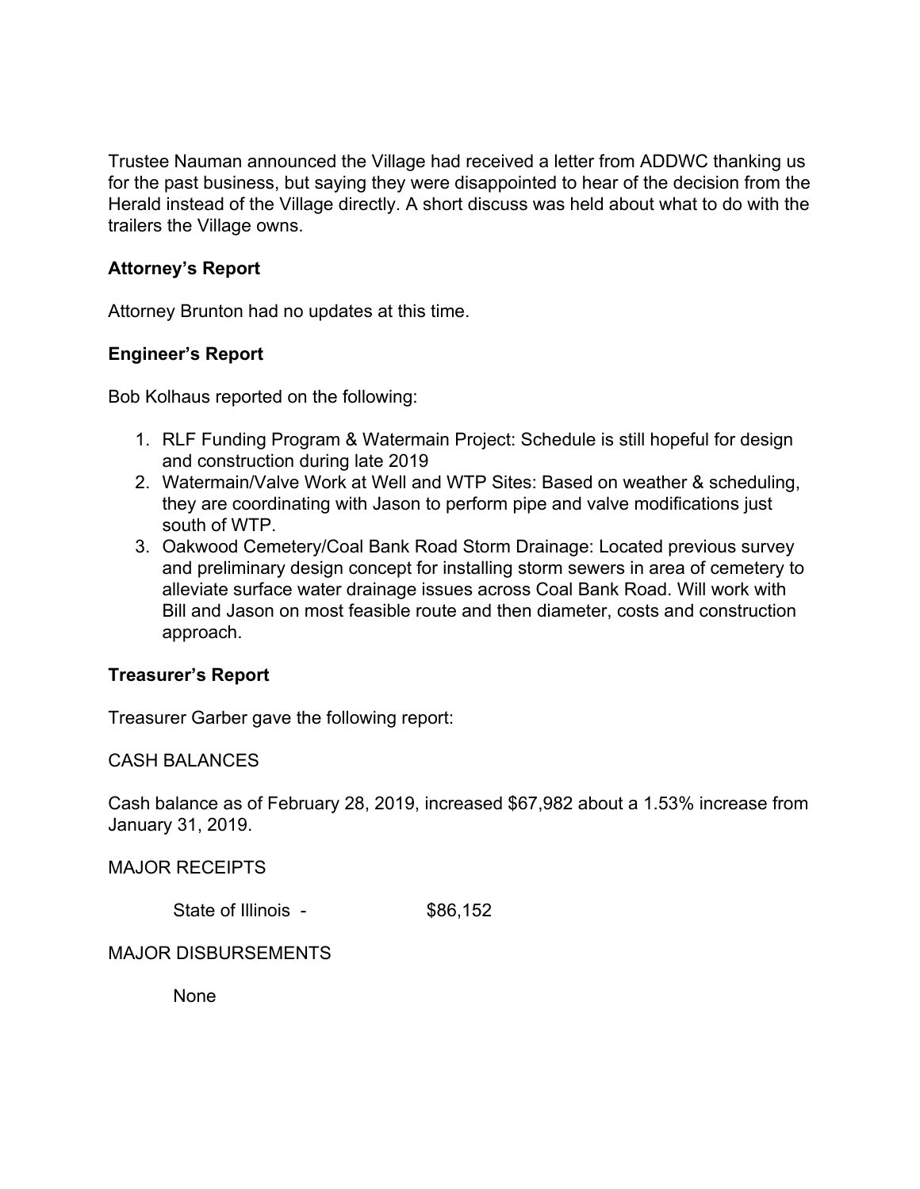Trustee Nauman announced the Village had received a letter from ADDWC thanking us for the past business, but saying they were disappointed to hear of the decision from the Herald instead of the Village directly. A short discuss was held about what to do with the trailers the Village owns.

**Attorney's Report**

Attorney Brunton had no updates at this time.

**Engineer's Report**

Bob Kolhaus reported on the following:

1. RLF Funding Program & Watermain Project: Schedule is still hopeful for design and construction during late 2019
2. Watermain/Valve Work at Well and WTP Sites: Based on weather & scheduling, they are coordinating with Jason to perform pipe and valve modifications just south of WTP.
3. Oakwood Cemetery/Coal Bank Road Storm Drainage: Located previous survey and preliminary design concept for installing storm sewers in area of cemetery to alleviate surface water drainage issues across Coal Bank Road. Will work with Bill and Jason on most feasible route and then diameter, costs and construction approach.

**Treasurer's Report**

Treasurer Garber gave the following report:

CASH BALANCES

Cash balance as of February 28, 2019, increased $67,982 about a 1.53% increase from January 31, 2019.

MAJOR RECEIPTS

State of Illinois - $86,152

MAJOR DISBURSEMENTS

None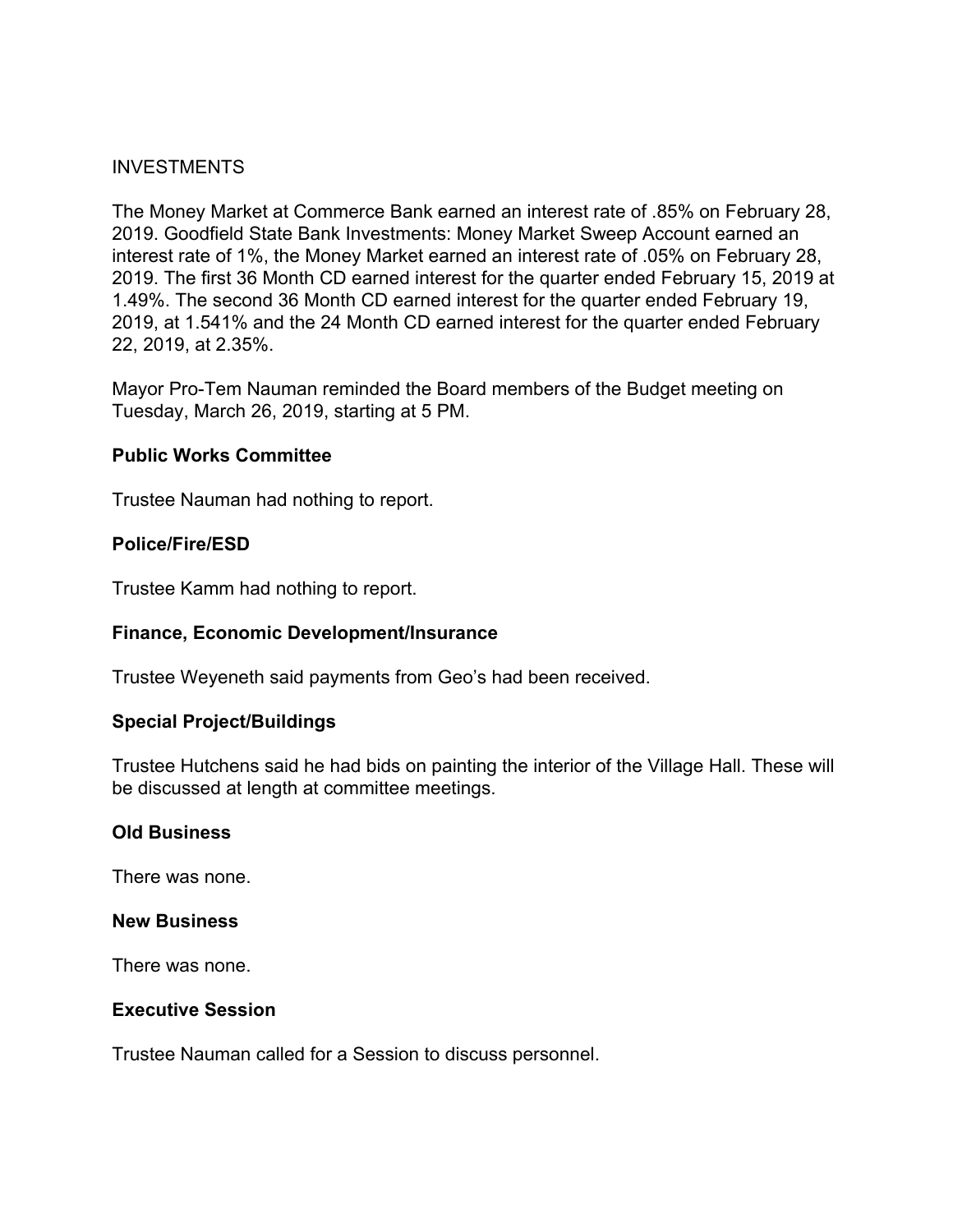INVESTMENTS

The Money Market at Commerce Bank earned an interest rate of .85% on February 28, 2019. Goodfield State Bank Investments: Money Market Sweep Account earned an interest rate of 1%, the Money Market earned an interest rate of .05% on February 28, 2019. The first 36 Month CD earned interest for the quarter ended February 15, 2019 at 1.49%. The second 36 Month CD earned interest for the quarter ended February 19, 2019, at 1.541% and the 24 Month CD earned interest for the quarter ended February 22, 2019, at 2.35%.

Mayor Pro-Tem Nauman reminded the Board members of the Budget meeting on Tuesday, March 26, 2019, starting at 5 PM.

**Public Works Committee**

Trustee Nauman had nothing to report.

**Police/Fire/ESD**

Trustee Kamm had nothing to report.

**Finance, Economic Development/Insurance**

Trustee Weyeneth said payments from Geo's had been received.

**Special Project/Buildings**

Trustee Hutchens said he had bids on painting the interior of the Village Hall. These will be discussed at length at committee meetings.

**Old Business**

There was none.

**New Business**

There was none.

**Executive Session**

Trustee Nauman called for a Session to discuss personnel.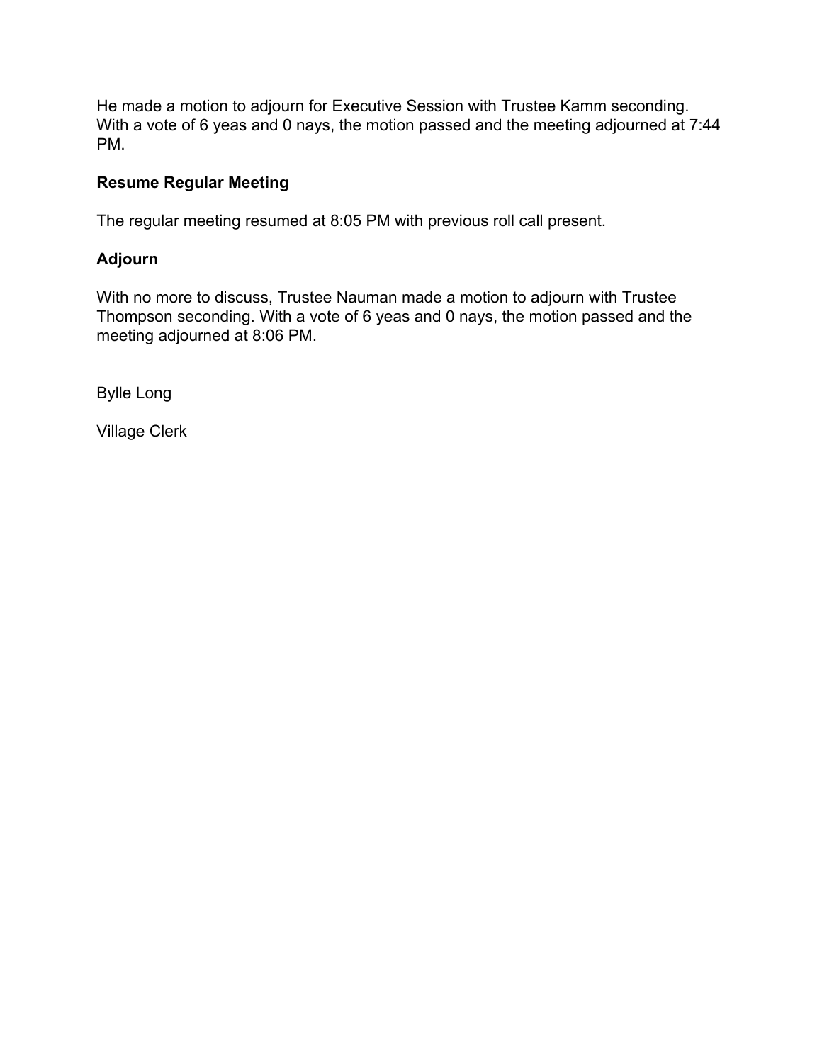He made a motion to adjourn for Executive Session with Trustee Kamm seconding. With a vote of 6 yeas and 0 nays, the motion passed and the meeting adjourned at 7:44 PM.

**Resume Regular Meeting**

The regular meeting resumed at 8:05 PM with previous roll call present.

**Adjourn**

With no more to discuss, Trustee Nauman made a motion to adjourn with Trustee Thompson seconding. With a vote of 6 yeas and 0 nays, the motion passed and the meeting adjourned at 8:06 PM.

Bylle Long

Village Clerk